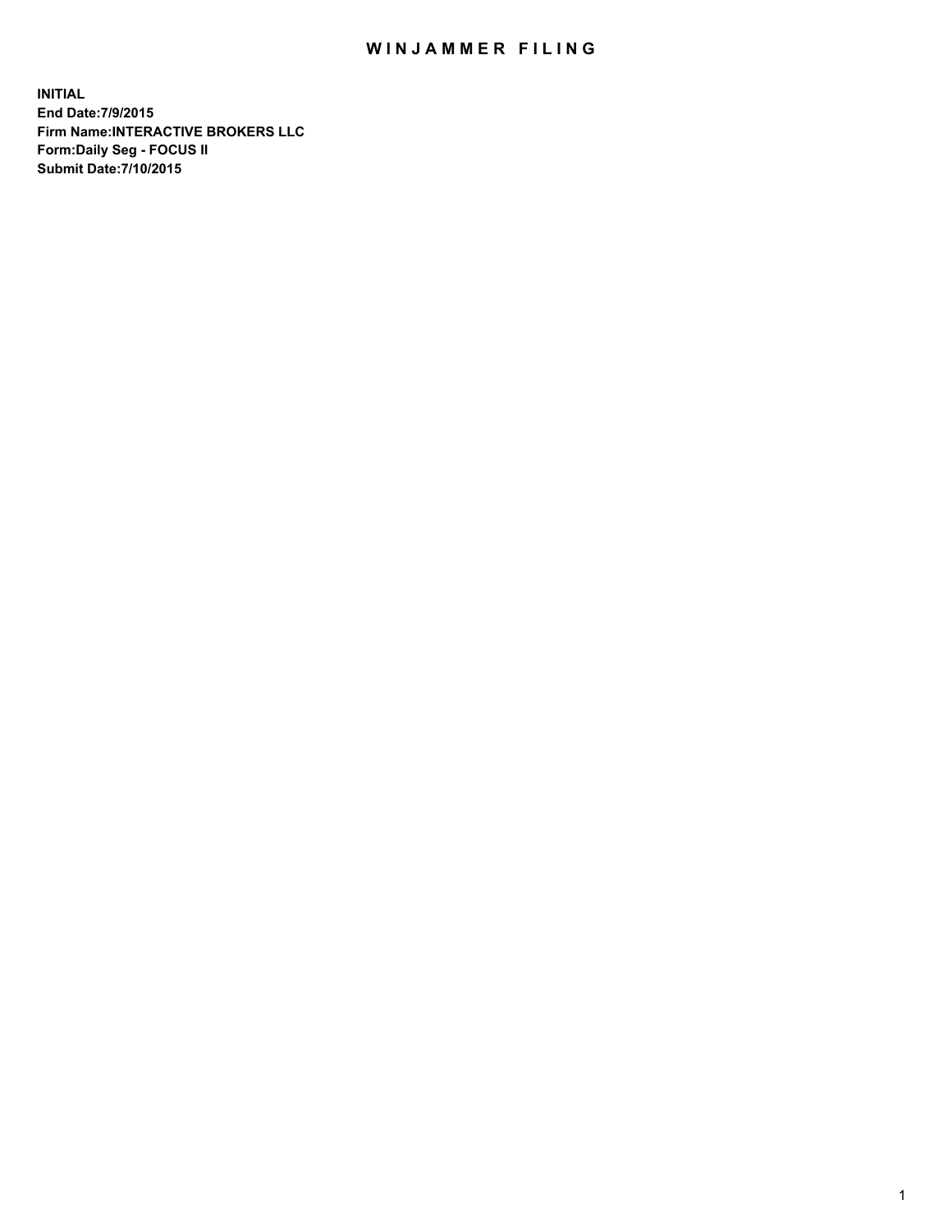# WINJAMMER FILING

**INITIAL**
**End Date:7/9/2015**
**Firm Name:INTERACTIVE BROKERS LLC**
**Form:Daily Seg - FOCUS II**
**Submit Date:7/10/2015**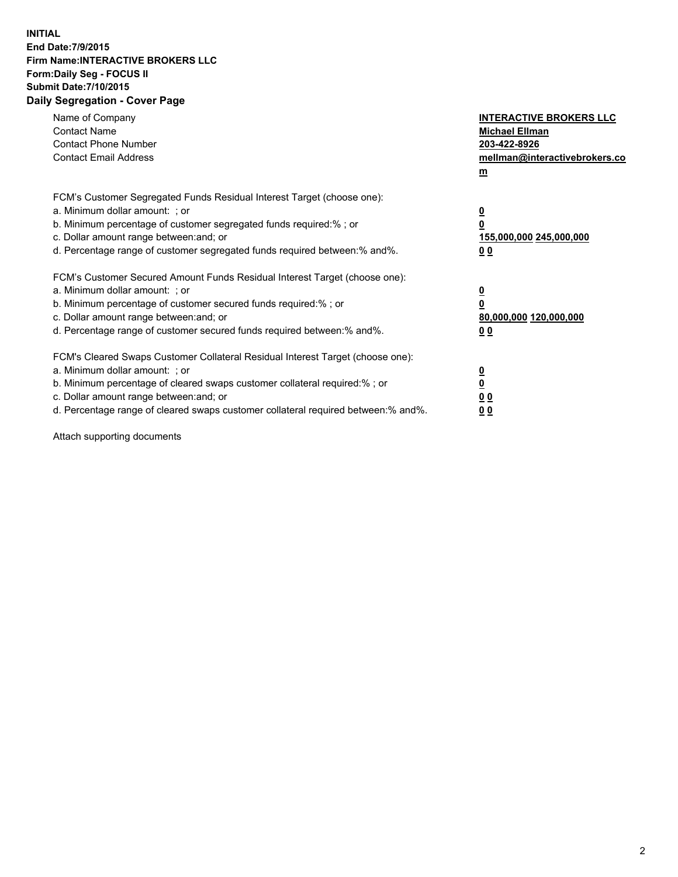**INITIAL**
**End Date:7/9/2015**
**Firm Name:INTERACTIVE BROKERS LLC**
**Form:Daily Seg - FOCUS II**
**Submit Date:7/10/2015**
**Daily Segregation - Cover Page**

| | |
|---|---|
| Name of Company | **INTERACTIVE BROKERS LLC** |
| Contact Name | **Michael Ellman** |
| Contact Phone Number | **203-422-8926** |
| Contact Email Address | **mellman@interactivebrokers.com** |

FCM's Customer Segregated Funds Residual Interest Target (choose one):

| | |
|---|---|
| a. Minimum dollar amount: ; or | **0** |
| b. Minimum percentage of customer segregated funds required:% ; or | **0** |
| c. Dollar amount range between:and; or | **155,000,000 245,000,000** |
| d. Percentage range of customer segregated funds required between:% and%. | **0 0** |

FCM's Customer Secured Amount Funds Residual Interest Target (choose one):

| | |
|---|---|
| a. Minimum dollar amount: ; or | **0** |
| b. Minimum percentage of customer secured funds required:% ; or | **0** |
| c. Dollar amount range between:and; or | **80,000,000 120,000,000** |
| d. Percentage range of customer secured funds required between:% and%. | **0 0** |

FCM's Cleared Swaps Customer Collateral Residual Interest Target (choose one):

| | |
|---|---|
| a. Minimum dollar amount: ; or | **0** |
| b. Minimum percentage of cleared swaps customer collateral required:% ; or | **0** |
| c. Dollar amount range between:and; or | **0 0** |
| d. Percentage range of cleared swaps customer collateral required between:% and%. | **0 0** |

Attach supporting documents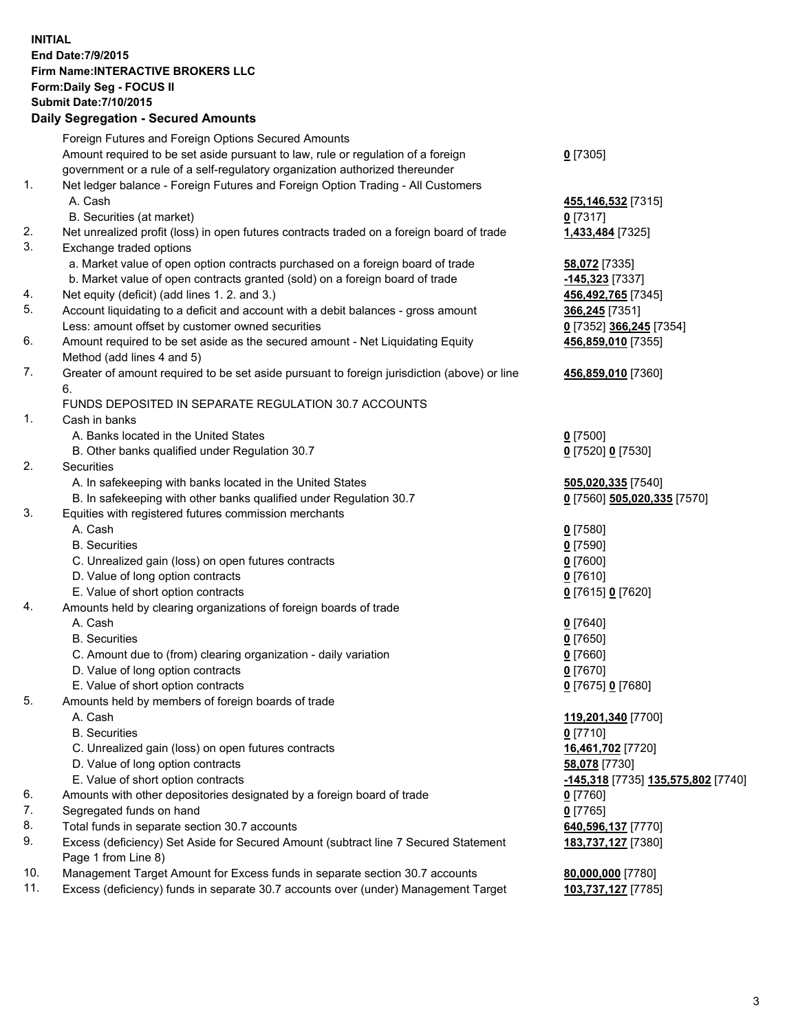**INITIAL**
**End Date:7/9/2015**
**Firm Name:INTERACTIVE BROKERS LLC**
**Form:Daily Seg - FOCUS II**
**Submit Date:7/10/2015**

## Daily Segregation - Secured Amounts

| | | |
|---|---|---|
| | Foreign Futures and Foreign Options Secured Amounts | |
| | Amount required to be set aside pursuant to law, rule or regulation of a foreign government or a rule of a self-regulatory organization authorized thereunder | **0** [7305] |
| 1. | Net ledger balance - Foreign Futures and Foreign Option Trading - All Customers | |
| | A. Cash | **455,146,532** [7315] |
| | B. Securities (at market) | **0** [7317] |
| 2. | Net unrealized profit (loss) in open futures contracts traded on a foreign board of trade | **1,433,484** [7325] |
| 3. | Exchange traded options | |
| | a. Market value of open option contracts purchased on a foreign board of trade | **58,072** [7335] |
| | b. Market value of open contracts granted (sold) on a foreign board of trade | **-145,323** [7337] |
| 4. | Net equity (deficit) (add lines 1. 2. and 3.) | **456,492,765** [7345] |
| 5. | Account liquidating to a deficit and account with a debit balances - gross amount | **366,245** [7351] |
| | Less: amount offset by customer owned securities | **0** [7352] **366,245** [7354] |
| 6. | Amount required to be set aside as the secured amount - Net Liquidating Equity Method (add lines 4 and 5) | **456,859,010** [7355] |
| 7. | Greater of amount required to be set aside pursuant to foreign jurisdiction (above) or line 6. | **456,859,010** [7360] |
| | FUNDS DEPOSITED IN SEPARATE REGULATION 30.7 ACCOUNTS | |
| 1. | Cash in banks | |
| | A. Banks located in the United States | **0** [7500] |
| | B. Other banks qualified under Regulation 30.7 | **0** [7520] **0** [7530] |
| 2. | Securities | |
| | A. In safekeeping with banks located in the United States | **505,020,335** [7540] |
| | B. In safekeeping with other banks qualified under Regulation 30.7 | **0** [7560] **505,020,335** [7570] |
| 3. | Equities with registered futures commission merchants | |
| | A. Cash | **0** [7580] |
| | B. Securities | **0** [7590] |
| | C. Unrealized gain (loss) on open futures contracts | **0** [7600] |
| | D. Value of long option contracts | **0** [7610] |
| | E. Value of short option contracts | **0** [7615] **0** [7620] |
| 4. | Amounts held by clearing organizations of foreign boards of trade | |
| | A. Cash | **0** [7640] |
| | B. Securities | **0** [7650] |
| | C. Amount due to (from) clearing organization - daily variation | **0** [7660] |
| | D. Value of long option contracts | **0** [7670] |
| | E. Value of short option contracts | **0** [7675] **0** [7680] |
| 5. | Amounts held by members of foreign boards of trade | |
| | A. Cash | **119,201,340** [7700] |
| | B. Securities | **0** [7710] |
| | C. Unrealized gain (loss) on open futures contracts | **16,461,702** [7720] |
| | D. Value of long option contracts | **58,078** [7730] |
| | E. Value of short option contracts | **-145,318** [7735] **135,575,802** [7740] |
| 6. | Amounts with other depositories designated by a foreign board of trade | **0** [7760] |
| 7. | Segregated funds on hand | **0** [7765] |
| 8. | Total funds in separate section 30.7 accounts | **640,596,137** [7770] |
| 9. | Excess (deficiency) Set Aside for Secured Amount (subtract line 7 Secured Statement Page 1 from Line 8) | **183,737,127** [7380] |
| 10. | Management Target Amount for Excess funds in separate section 30.7 accounts | **80,000,000** [7780] |
| 11. | Excess (deficiency) funds in separate 30.7 accounts over (under) Management Target | **103,737,127** [7785] |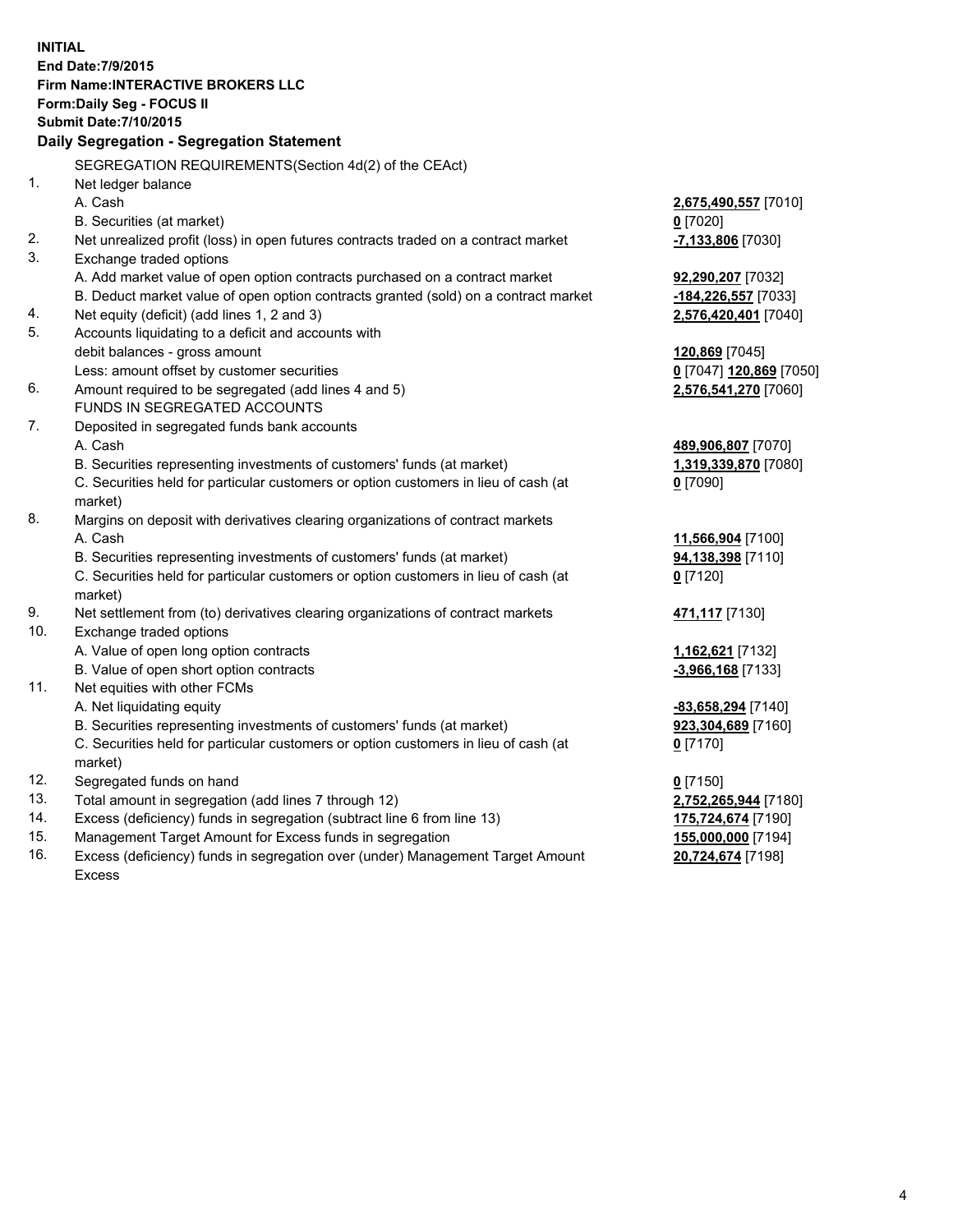**INITIAL**
**End Date:7/9/2015**
**Firm Name:INTERACTIVE BROKERS LLC**
**Form:Daily Seg - FOCUS II**
**Submit Date:7/10/2015**

**Daily Segregation - Segregation Statement**

| | | |
|---|---|---|
| | SEGREGATION REQUIREMENTS(Section 4d(2) of the CEAct) | |
| 1. | Net ledger balance | |
| | A. Cash | **2,675,490,557** [7010] |
| | B. Securities (at market) | **0** [7020] |
| 2. | Net unrealized profit (loss) in open futures contracts traded on a contract market | **-7,133,806** [7030] |
| 3. | Exchange traded options | |
| | A. Add market value of open option contracts purchased on a contract market | **92,290,207** [7032] |
| | B. Deduct market value of open option contracts granted (sold) on a contract market | **-184,226,557** [7033] |
| 4. | Net equity (deficit) (add lines 1, 2 and 3) | **2,576,420,401** [7040] |
| 5. | Accounts liquidating to a deficit and accounts with | |
| | debit balances - gross amount | **120,869** [7045] |
| | Less: amount offset by customer securities | **0** [7047] **120,869** [7050] |
| 6. | Amount required to be segregated (add lines 4 and 5) | **2,576,541,270** [7060] |
| | FUNDS IN SEGREGATED ACCOUNTS | |
| 7. | Deposited in segregated funds bank accounts | |
| | A. Cash | **489,906,807** [7070] |
| | B. Securities representing investments of customers' funds (at market) | **1,319,339,870** [7080] |
| | C. Securities held for particular customers or option customers in lieu of cash (at market) | **0** [7090] |
| 8. | Margins on deposit with derivatives clearing organizations of contract markets | |
| | A. Cash | **11,566,904** [7100] |
| | B. Securities representing investments of customers' funds (at market) | **94,138,398** [7110] |
| | C. Securities held for particular customers or option customers in lieu of cash (at market) | **0** [7120] |
| 9. | Net settlement from (to) derivatives clearing organizations of contract markets | **471,117** [7130] |
| 10. | Exchange traded options | |
| | A. Value of open long option contracts | **1,162,621** [7132] |
| | B. Value of open short option contracts | **-3,966,168** [7133] |
| 11. | Net equities with other FCMs | |
| | A. Net liquidating equity | **-83,658,294** [7140] |
| | B. Securities representing investments of customers' funds (at market) | **923,304,689** [7160] |
| | C. Securities held for particular customers or option customers in lieu of cash (at market) | **0** [7170] |
| 12. | Segregated funds on hand | **0** [7150] |
| 13. | Total amount in segregation (add lines 7 through 12) | **2,752,265,944** [7180] |
| 14. | Excess (deficiency) funds in segregation (subtract line 6 from line 13) | **175,724,674** [7190] |
| 15. | Management Target Amount for Excess funds in segregation | **155,000,000** [7194] |
| 16. | Excess (deficiency) funds in segregation over (under) Management Target Amount Excess | **20,724,674** [7198] |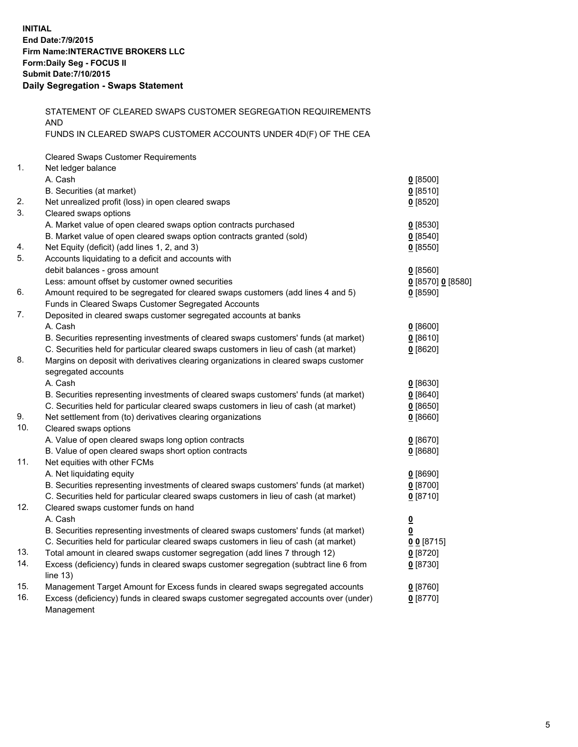**INITIAL**
**End Date:7/9/2015**
**Firm Name:INTERACTIVE BROKERS LLC**
**Form:Daily Seg - FOCUS II**
**Submit Date:7/10/2015**
**Daily Segregation - Swaps Statement**

STATEMENT OF CLEARED SWAPS CUSTOMER SEGREGATION REQUIREMENTS AND FUNDS IN CLEARED SWAPS CUSTOMER ACCOUNTS UNDER 4D(F) OF THE CEA

| | | |
|---|---|---|
| | Cleared Swaps Customer Requirements | |
| 1. | Net ledger balance | |
| | A. Cash | **0** [8500] |
| | B. Securities (at market) | **0** [8510] |
| 2. | Net unrealized profit (loss) in open cleared swaps | **0** [8520] |
| 3. | Cleared swaps options | |
| | A. Market value of open cleared swaps option contracts purchased | **0** [8530] |
| | B. Market value of open cleared swaps option contracts granted (sold) | **0** [8540] |
| 4. | Net Equity (deficit) (add lines 1, 2, and 3) | **0** [8550] |
| 5. | Accounts liquidating to a deficit and accounts with | |
| | debit balances - gross amount | **0** [8560] |
| | Less: amount offset by customer owned securities | **0** [8570] **0** [8580] |
| 6. | Amount required to be segregated for cleared swaps customers (add lines 4 and 5) | **0** [8590] |
| | Funds in Cleared Swaps Customer Segregated Accounts | |
| 7. | Deposited in cleared swaps customer segregated accounts at banks | |
| | A. Cash | **0** [8600] |
| | B. Securities representing investments of cleared swaps customers' funds (at market) | **0** [8610] |
| | C. Securities held for particular cleared swaps customers in lieu of cash (at market) | **0** [8620] |
| 8. | Margins on deposit with derivatives clearing organizations in cleared swaps customer segregated accounts | |
| | A. Cash | **0** [8630] |
| | B. Securities representing investments of cleared swaps customers' funds (at market) | **0** [8640] |
| | C. Securities held for particular cleared swaps customers in lieu of cash (at market) | **0** [8650] |
| 9. | Net settlement from (to) derivatives clearing organizations | **0** [8660] |
| 10. | Cleared swaps options | |
| | A. Value of open cleared swaps long option contracts | **0** [8670] |
| | B. Value of open cleared swaps short option contracts | **0** [8680] |
| 11. | Net equities with other FCMs | |
| | A. Net liquidating equity | **0** [8690] |
| | B. Securities representing investments of cleared swaps customers' funds (at market) | **0** [8700] |
| | C. Securities held for particular cleared swaps customers in lieu of cash (at market) | **0** [8710] |
| 12. | Cleared swaps customer funds on hand | |
| | A. Cash | **0** |
| | B. Securities representing investments of cleared swaps customers' funds (at market) | **0** |
| | C. Securities held for particular cleared swaps customers in lieu of cash (at market) | **0** **0** [8715] |
| 13. | Total amount in cleared swaps customer segregation (add lines 7 through 12) | **0** [8720] |
| 14. | Excess (deficiency) funds in cleared swaps customer segregation (subtract line 6 from line 13) | **0** [8730] |
| 15. | Management Target Amount for Excess funds in cleared swaps segregated accounts | **0** [8760] |
| 16. | Excess (deficiency) funds in cleared swaps customer segregated accounts over (under) Management | **0** [8770] |